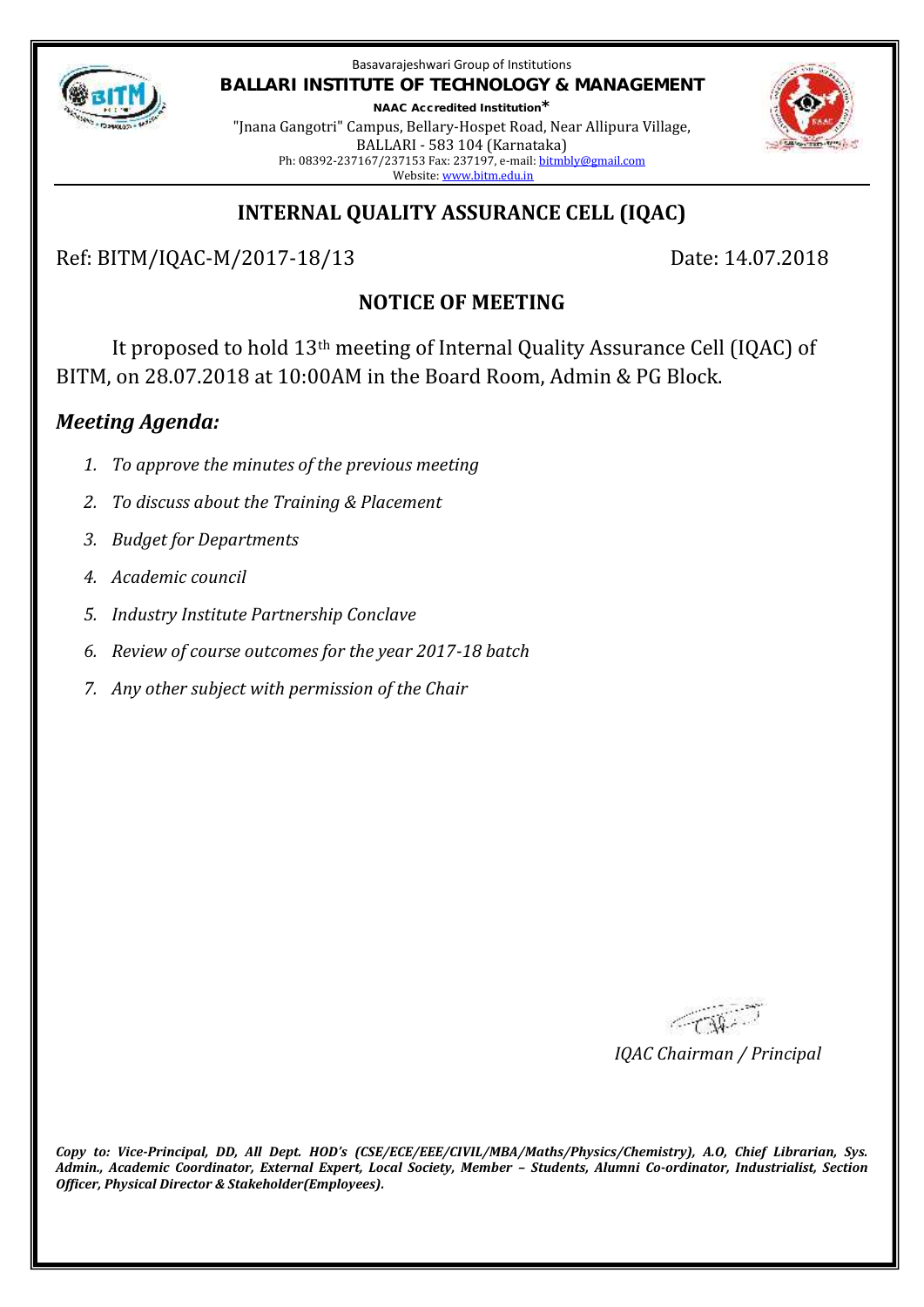Basavarajeshwari Group of Institutions

**BALLARI INSTITUTE OF TECHNOLOGY & MANAGEMENT**

**NAAC Accredited Institution***

"Jnana Gangotri" Campus, Bellary-Hospet Road, Near Allipura Village,
BALLARI - 583 104 (Karnataka)
Ph: 08392-237167/237153 Fax: 237197, e-mail: bitmbly@gmail.com
Website: www.bitm.edu.in

## INTERNAL QUALITY ASSURANCE CELL (IQAC)

Ref: BITM/IQAC-M/2017-18/13 Date: 14.07.2018

### NOTICE OF MEETING

It proposed to hold 13th meeting of Internal Quality Assurance Cell (IQAC) of BITM, on 28.07.2018 at 10:00AM in the Board Room, Admin & PG Block.

### *Meeting Agenda:*

1. *To approve the minutes of the previous meeting*
2. *To discuss about the Training & Placement*
3. *Budget for Departments*
4. *Academic council*
5. *Industry Institute Partnership Conclave*
6. *Review of course outcomes for the year 2017-18 batch*
7. *Any other subject with permission of the Chair*

*IQAC Chairman / Principal*

***Copy to: Vice-Principal, DD, All Dept. HOD's (CSE/ECE/EEE/CIVIL/MBA/Maths/Physics/Chemistry), A.O, Chief Librarian, Sys. Admin., Academic Coordinator, External Expert, Local Society, Member – Students, Alumni Co-ordinator, Industrialist, Section Officer, Physical Director & Stakeholder(Employees).***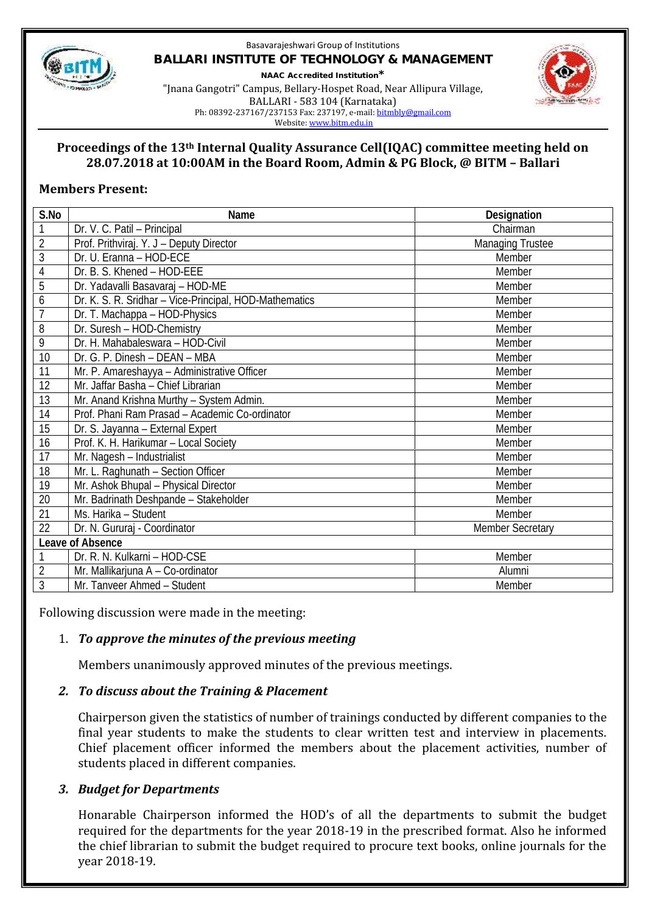Basavarajeshwari Group of Institutions

**BALLARI INSTITUTE OF TECHNOLOGY & MANAGEMENT**

**NAAC Accredited Institution***

"Jnana Gangotri" Campus, Bellary-Hospet Road, Near Allipura Village,
BALLARI - 583 104 (Karnataka)
Ph: 08392-237167/237153 Fax: 237197, e-mail: bitmbly@gmail.com
Website: www.bitm.edu.in

## Proceedings of the 13th Internal Quality Assurance Cell(IQAC) committee meeting held on 28.07.2018 at 10:00AM in the Board Room, Admin & PG Block, @ BITM – Ballari

### Members Present:

| S.No | Name | Designation |
|---|---|---|
| 1 | Dr. V. C. Patil – Principal | Chairman |
| 2 | Prof. Prithviraj. Y. J – Deputy Director | Managing Trustee |
| 3 | Dr. U. Eranna – HOD-ECE | Member |
| 4 | Dr. B. S. Khened – HOD-EEE | Member |
| 5 | Dr. Yadavalli Basavaraj – HOD-ME | Member |
| 6 | Dr. K. S. R. Sridhar – Vice-Principal, HOD-Mathematics | Member |
| 7 | Dr. T. Machappa – HOD-Physics | Member |
| 8 | Dr. Suresh – HOD-Chemistry | Member |
| 9 | Dr. H. Mahabaleswara – HOD-Civil | Member |
| 10 | Dr. G. P. Dinesh – DEAN – MBA | Member |
| 11 | Mr. P. Amareshayya – Administrative Officer | Member |
| 12 | Mr. Jaffar Basha – Chief Librarian | Member |
| 13 | Mr. Anand Krishna Murthy – System Admin. | Member |
| 14 | Prof. Phani Ram Prasad – Academic Co-ordinator | Member |
| 15 | Dr. S. Jayanna – External Expert | Member |
| 16 | Prof. K. H. Harikumar – Local Society | Member |
| 17 | Mr. Nagesh – Industrialist | Member |
| 18 | Mr. L. Raghunath – Section Officer | Member |
| 19 | Mr. Ashok Bhupal – Physical Director | Member |
| 20 | Mr. Badrinath Deshpande – Stakeholder | Member |
| 21 | Ms. Harika – Student | Member |
| 22 | Dr. N. Gururaj - Coordinator | Member Secretary |
| **Leave of Absence** | | |
| 1 | Dr. R. N. Kulkarni – HOD-CSE | Member |
| 2 | Mr. Mallikarjuna A – Co-ordinator | Alumni |
| 3 | Mr. Tanveer Ahmed – Student | Member |

Following discussion were made in the meeting:

1. ***To approve the minutes of the previous meeting***

   Members unanimously approved minutes of the previous meetings.

2. ***To discuss about the Training & Placement***

   Chairperson given the statistics of number of trainings conducted by different companies to the final year students to make the students to clear written test and interview in placements. Chief placement officer informed the members about the placement activities, number of students placed in different companies.

3. ***Budget for Departments***

   Honarable Chairperson informed the HOD's of all the departments to submit the budget required for the departments for the year 2018-19 in the prescribed format. Also he informed the chief librarian to submit the budget required to procure text books, online journals for the year 2018-19.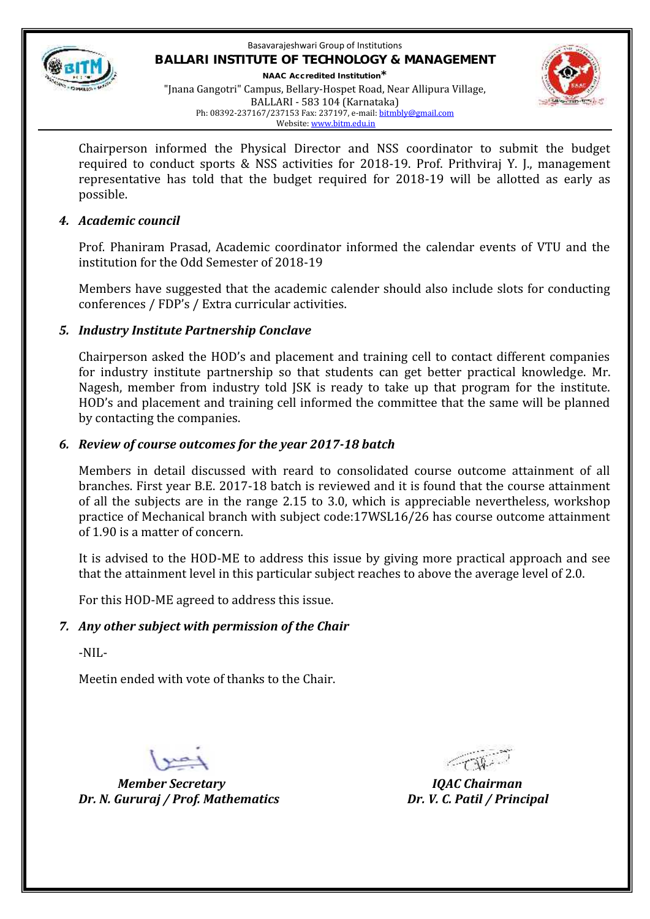Chairperson informed the Physical Director and NSS coordinator to submit the budget required to conduct sports & NSS activities for 2018-19. Prof. Prithviraj Y. J., management representative has told that the budget required for 2018-19 will be allotted as early as possible.

### 4. *Academic council*

Prof. Phaniram Prasad, Academic coordinator informed the calendar events of VTU and the institution for the Odd Semester of 2018-19

Members have suggested that the academic calender should also include slots for conducting conferences / FDP's / Extra curricular activities.

### 5. *Industry Institute Partnership Conclave*

Chairperson asked the HOD's and placement and training cell to contact different companies for industry institute partnership so that students can get better practical knowledge. Mr. Nagesh, member from industry told JSK is ready to take up that program for the institute. HOD's and placement and training cell informed the committee that the same will be planned by contacting the companies.

### 6. *Review of course outcomes for the year 2017-18 batch*

Members in detail discussed with reard to consolidated course outcome attainment of all branches. First year B.E. 2017-18 batch is reviewed and it is found that the course attainment of all the subjects are in the range 2.15 to 3.0, which is appreciable nevertheless, workshop practice of Mechanical branch with subject code:17WSL16/26 has course outcome attainment of 1.90 is a matter of concern.

It is advised to the HOD-ME to address this issue by giving more practical approach and see that the attainment level in this particular subject reaches to above the average level of 2.0.

For this HOD-ME agreed to address this issue.

### 7. *Any other subject with permission of the Chair*

-NIL-

Meetin ended with vote of thanks to the Chair.

| | |
|---|---|
| ***Member Secretary*** | ***IQAC Chairman*** |
| ***Dr. N. Gururaj / Prof. Mathematics*** | ***Dr. V. C. Patil / Principal*** |